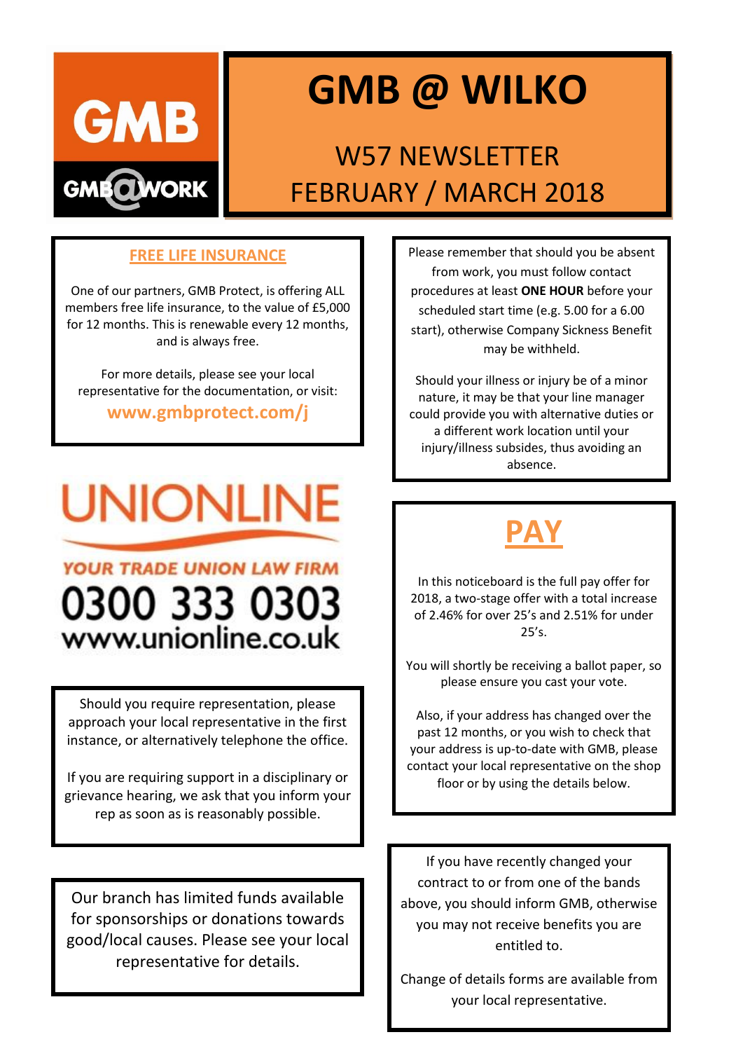GMB

GMB@WORK

# GMB @ WILKO

## W57 NEWSLETTER
## FEBRUARY / MARCH 2018

### FREE LIFE INSURANCE

One of our partners, GMB Protect, is offering ALL members free life insurance, to the value of £5,000 for 12 months. This is renewable every 12 months, and is always free.

For more details, please see your local representative for the documentation, or visit:

**www.gmbprotect.com/j**

UNIONLINE

YOUR TRADE UNION LAW FIRM

0300 333 0303

www.unionline.co.uk

Should you require representation, please approach your local representative in the first instance, or alternatively telephone the office.

If you are requiring support in a disciplinary or grievance hearing, we ask that you inform your rep as soon as is reasonably possible.

Our branch has limited funds available for sponsorships or donations towards good/local causes. Please see your local representative for details.

Please remember that should you be absent from work, you must follow contact procedures at least **ONE HOUR** before your scheduled start time (e.g. 5.00 for a 6.00 start), otherwise Company Sickness Benefit may be withheld.

Should your illness or injury be of a minor nature, it may be that your line manager could provide you with alternative duties or a different work location until your injury/illness subsides, thus avoiding an absence.

### PAY

In this noticeboard is the full pay offer for 2018, a two-stage offer with a total increase of 2.46% for over 25's and 2.51% for under 25's.

You will shortly be receiving a ballot paper, so please ensure you cast your vote.

Also, if your address has changed over the past 12 months, or you wish to check that your address is up-to-date with GMB, please contact your local representative on the shop floor or by using the details below.

If you have recently changed your contract to or from one of the bands above, you should inform GMB, otherwise you may not receive benefits you are entitled to.

Change of details forms are available from your local representative.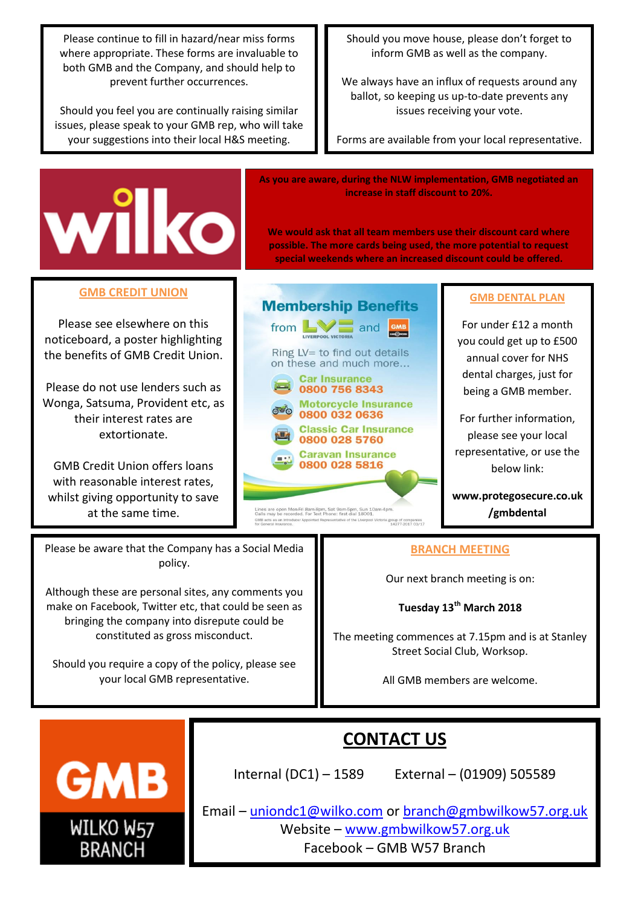Please continue to fill in hazard/near miss forms where appropriate. These forms are invaluable to both GMB and the Company, and should help to prevent further occurrences.

Should you feel you are continually raising similar issues, please speak to your GMB rep, who will take your suggestions into their local H&S meeting.

Should you move house, please don't forget to inform GMB as well as the company.

We always have an influx of requests around any ballot, so keeping us up-to-date prevents any issues receiving your vote.

Forms are available from your local representative.

wilko

**As you are aware, during the NLW implementation, GMB negotiated an increase in staff discount to 20%.**

**We would ask that all team members use their discount card where possible. The more cards being used, the more potential to request special weekends where an increased discount could be offered.**

## GMB CREDIT UNION

Please see elsewhere on this noticeboard, a poster highlighting the benefits of GMB Credit Union.

Please do not use lenders such as Wonga, Satsuma, Provident etc, as their interest rates are extortionate.

GMB Credit Union offers loans with reasonable interest rates, whilst giving opportunity to save at the same time.

## Membership Benefits

from LV= LIVERPOOL VICTORIA and GMB

Ring LV= to find out details on these and much more...

- **Car Insurance** 0800 756 8343
- **Motorcycle Insurance** 0800 032 0636
- **Classic Car Insurance** 0800 028 5760
- **Caravan Insurance** 0800 028 5816

Lines are open Mon-Fri 8am-8pm, Sat 9am-5pm, Sun 10am-4pm. Calls may be recorded. For Text Phone: first dial 18001.
GMB acts as an Introducer Appointed Representative of the Liverpool Victoria group of companies for General Insurance. 14277-2017 03/17

## GMB DENTAL PLAN

For under £12 a month you could get up to £500 annual cover for NHS dental charges, just for being a GMB member.

For further information, please see your local representative, or use the below link:

**www.protegosecure.co.uk/gmbdental**

Please be aware that the Company has a Social Media policy.

Although these are personal sites, any comments you make on Facebook, Twitter etc, that could be seen as bringing the company into disrepute could be constituted as gross misconduct.

Should you require a copy of the policy, please see your local GMB representative.

## BRANCH MEETING

Our next branch meeting is on:

**Tuesday 13th March 2018**

The meeting commences at 7.15pm and is at Stanley Street Social Club, Worksop.

All GMB members are welcome.

GMB WILKO W57 BRANCH

## CONTACT US

Internal (DC1) – 1589 External – (01909) 505589

Email – uniondc1@wilko.com or branch@gmbwilkow57.org.uk
Website – www.gmbwilkow57.org.uk
Facebook – GMB W57 Branch